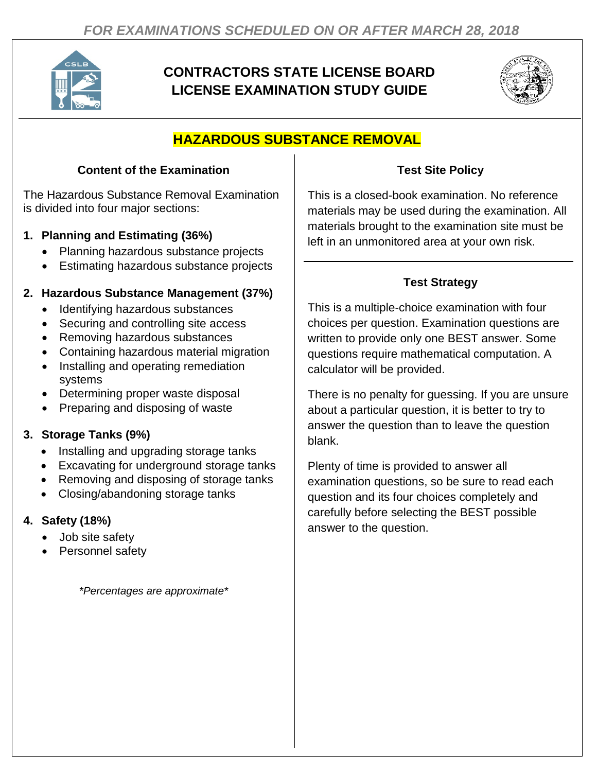*FOR EXAMINATIONS SCHEDULED ON OR AFTER MARCH 28, 2018*

# CONTRACTORS STATE LICENSE BOARD LICENSE EXAMINATION STUDY GUIDE

## HAZARDOUS SUBSTANCE REMOVAL

### Content of the Examination

The Hazardous Substance Removal Examination is divided into four major sections:

1. **Planning and Estimating (36%)**
   - Planning hazardous substance projects
   - Estimating hazardous substance projects

2. **Hazardous Substance Management (37%)**
   - Identifying hazardous substances
   - Securing and controlling site access
   - Removing hazardous substances
   - Containing hazardous material migration
   - Installing and operating remediation systems
   - Determining proper waste disposal
   - Preparing and disposing of waste

3. **Storage Tanks (9%)**
   - Installing and upgrading storage tanks
   - Excavating for underground storage tanks
   - Removing and disposing of storage tanks
   - Closing/abandoning storage tanks

4. **Safety (18%)**
   - Job site safety
   - Personnel safety

*\*Percentages are approximate\**

### Test Site Policy

This is a closed-book examination. No reference materials may be used during the examination. All materials brought to the examination site must be left in an unmonitored area at your own risk.

### Test Strategy

This is a multiple-choice examination with four choices per question. Examination questions are written to provide only one BEST answer. Some questions require mathematical computation. A calculator will be provided.

There is no penalty for guessing. If you are unsure about a particular question, it is better to try to answer the question than to leave the question blank.

Plenty of time is provided to answer all examination questions, so be sure to read each question and its four choices completely and carefully before selecting the BEST possible answer to the question.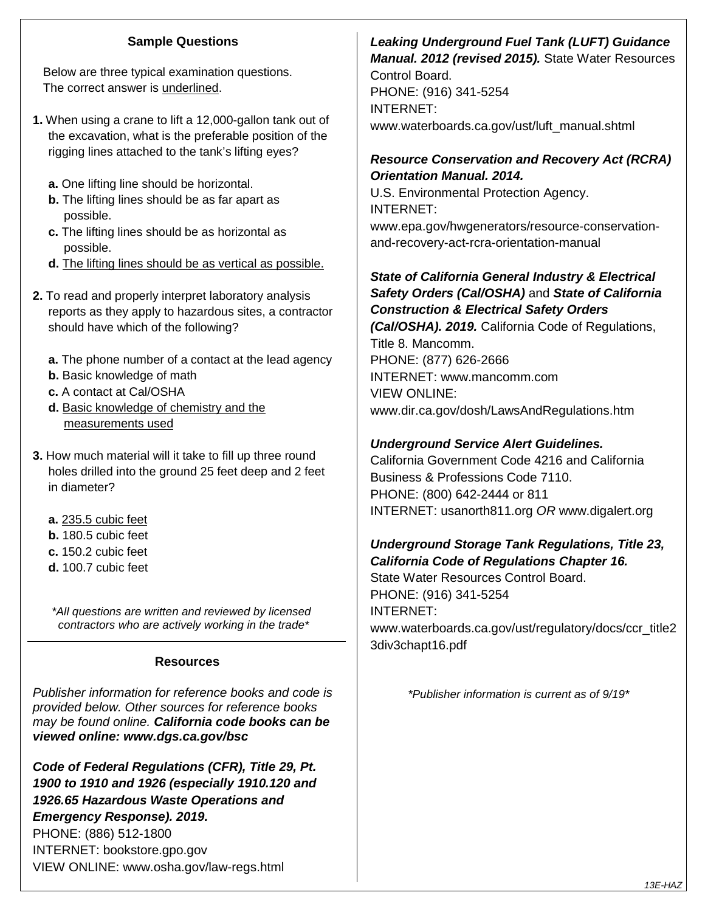## Sample Questions

Below are three typical examination questions. The correct answer is <u>underlined</u>.

**1.** When using a crane to lift a 12,000-gallon tank out of the excavation, what is the preferable position of the rigging lines attached to the tank's lifting eyes?

- **a.** One lifting line should be horizontal.
- **b.** The lifting lines should be as far apart as possible.
- **c.** The lifting lines should be as horizontal as possible.
- **d.** <u>The lifting lines should be as vertical as possible.</u>

**2.** To read and properly interpret laboratory analysis reports as they apply to hazardous sites, a contractor should have which of the following?

- **a.** The phone number of a contact at the lead agency
- **b.** Basic knowledge of math
- **c.** A contact at Cal/OSHA
- **d.** <u>Basic knowledge of chemistry and the measurements used</u>

**3.** How much material will it take to fill up three round holes drilled into the ground 25 feet deep and 2 feet in diameter?

- **a.** <u>235.5 cubic feet</u>
- **b.** 180.5 cubic feet
- **c.** 150.2 cubic feet
- **d.** 100.7 cubic feet

*\*All questions are written and reviewed by licensed contractors who are actively working in the trade\**

## Resources

*Publisher information for reference books and code is provided below. Other sources for reference books may be found online.* ***California code books can be viewed online: www.dgs.ca.gov/bsc***

***Code of Federal Regulations (CFR), Title 29, Pt. 1900 to 1910 and 1926 (especially 1910.120 and 1926.65 Hazardous Waste Operations and Emergency Response). 2019.***
PHONE: (886) 512-1800
INTERNET: bookstore.gpo.gov
VIEW ONLINE: www.osha.gov/law-regs.html

***Leaking Underground Fuel Tank (LUFT) Guidance Manual. 2012 (revised 2015).*** State Water Resources Control Board.
PHONE: (916) 341-5254
INTERNET:
www.waterboards.ca.gov/ust/luft_manual.shtml

***Resource Conservation and Recovery Act (RCRA) Orientation Manual. 2014.***
U.S. Environmental Protection Agency.
INTERNET:
www.epa.gov/hwgenerators/resource-conservation-and-recovery-act-rcra-orientation-manual

***State of California General Industry & Electrical Safety Orders (Cal/OSHA)*** and ***State of California Construction & Electrical Safety Orders (Cal/OSHA). 2019.*** California Code of Regulations, Title 8. Mancomm.
PHONE: (877) 626-2666
INTERNET: www.mancomm.com
VIEW ONLINE:
www.dir.ca.gov/dosh/LawsAndRegulations.htm

***Underground Service Alert Guidelines.***
California Government Code 4216 and California Business & Professions Code 7110.
PHONE: (800) 642-2444 or 811
INTERNET: usanorth811.org *OR* www.digalert.org

***Underground Storage Tank Regulations, Title 23, California Code of Regulations Chapter 16.***
State Water Resources Control Board.
PHONE: (916) 341-5254
INTERNET:
www.waterboards.ca.gov/ust/regulatory/docs/ccr_title23div3chapt16.pdf

*\*Publisher information is current as of 9/19\**